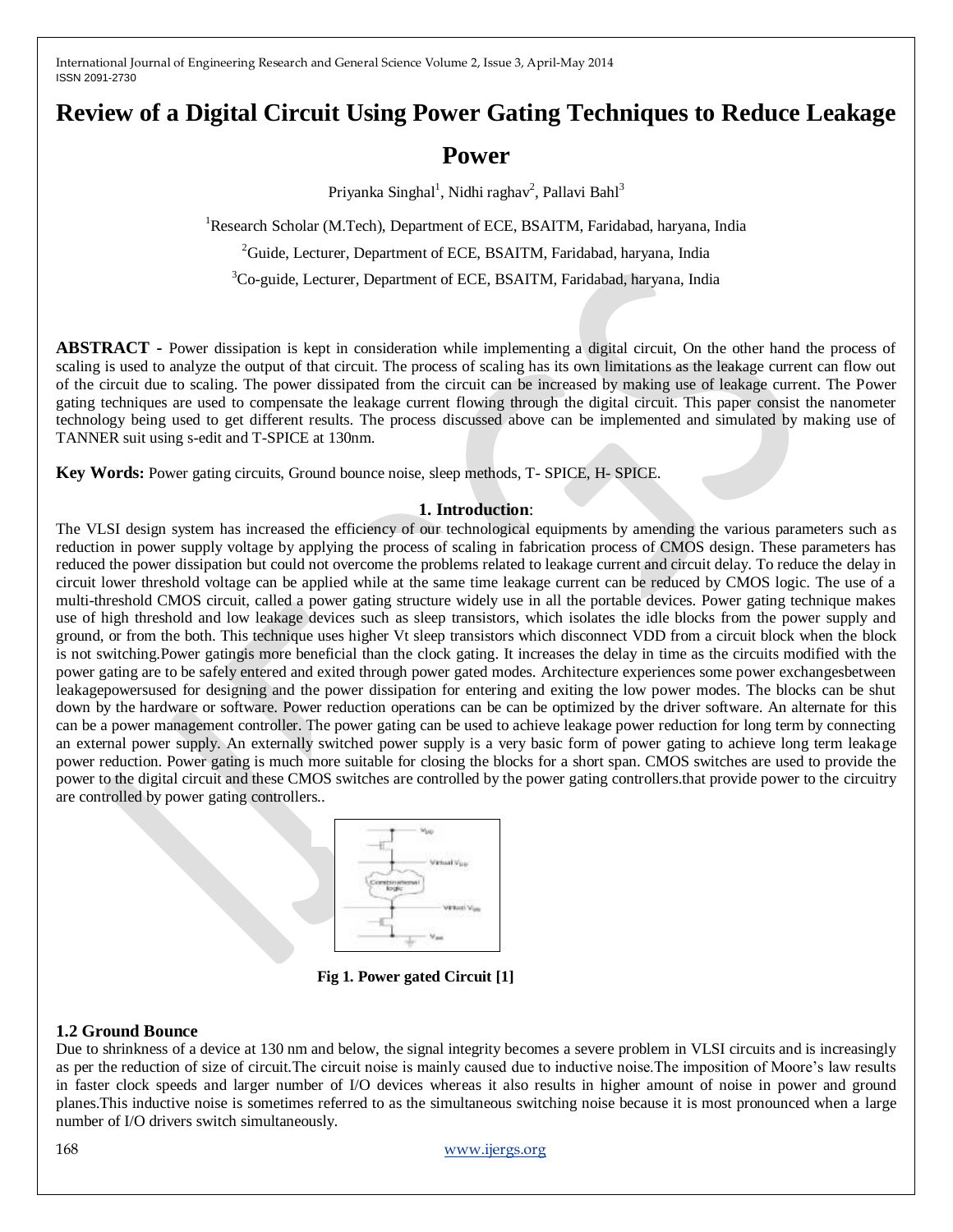# Review of a Digital Circuit Using Power Gating Techniques to Reduce Leakage Power

Priyanka Singhal[1], Nidhi raghav[2], Pallavi Bahl[3]

[1]Research Scholar (M.Tech), Department of ECE, BSAITM, Faridabad, haryana, India

[2]Guide, Lecturer, Department of ECE, BSAITM, Faridabad, haryana, India

[3]Co-guide, Lecturer, Department of ECE, BSAITM, Faridabad, haryana, India

**ABSTRACT -** Power dissipation is kept in consideration while implementing a digital circuit, On the other hand the process of scaling is used to analyze the output of that circuit. The process of scaling has its own limitations as the leakage current can flow out of the circuit due to scaling. The power dissipated from the circuit can be increased by making use of leakage current. The Power gating techniques are used to compensate the leakage current flowing through the digital circuit. This paper consist the nanometer technology being used to get different results. The process discussed above can be implemented and simulated by making use of TANNER suit using s-edit and T-SPICE at 130nm.

**Key Words:** Power gating circuits, Ground bounce noise, sleep methods, T- SPICE, H- SPICE.

## 1. Introduction:

The VLSI design system has increased the efficiency of our technological equipments by amending the various parameters such as reduction in power supply voltage by applying the process of scaling in fabrication process of CMOS design. These parameters has reduced the power dissipation but could not overcome the problems related to leakage current and circuit delay. To reduce the delay in circuit lower threshold voltage can be applied while at the same time leakage current can be reduced by CMOS logic. The use of a multi-threshold CMOS circuit, called a power gating structure widely use in all the portable devices. Power gating technique makes use of high threshold and low leakage devices such as sleep transistors, which isolates the idle blocks from the power supply and ground, or from the both. This technique uses higher Vt sleep transistors which disconnect VDD from a circuit block when the block is not switching.Power gatingis more beneficial than the clock gating. It increases the delay in time as the circuits modified with the power gating are to be safely entered and exited through power gated modes. Architecture experiences some power exchangesbetween leakagepowersused for designing and the power dissipation for entering and exiting the low power modes. The blocks can be shut down by the hardware or software. Power reduction operations can be can be optimized by the driver software. An alternate for this can be a power management controller. The power gating can be used to achieve leakage power reduction for long term by connecting an external power supply. An externally switched power supply is a very basic form of power gating to achieve long term leakage power reduction. Power gating is much more suitable for closing the blocks for a short span. CMOS switches are used to provide the power to the digital circuit and these CMOS switches are controlled by the power gating controllers.that provide power to the circuitry are controlled by power gating controllers..

$V_{DD}$

Virtual $V_{DD}$

Combinational logic

Virtual $V_{SS}$

$V_{SS}$

**Fig 1. Power gated Circuit [1]**

### 1.2 Ground Bounce

Due to shrinkness of a device at 130 nm and below, the signal integrity becomes a severe problem in VLSI circuits and is increasingly as per the reduction of size of circuit.The circuit noise is mainly caused due to inductive noise.The imposition of Moore's law results in faster clock speeds and larger number of I/O devices whereas it also results in higher amount of noise in power and ground planes.This inductive noise is sometimes referred to as the simultaneous switching noise because it is most pronounced when a large number of I/O drivers switch simultaneously.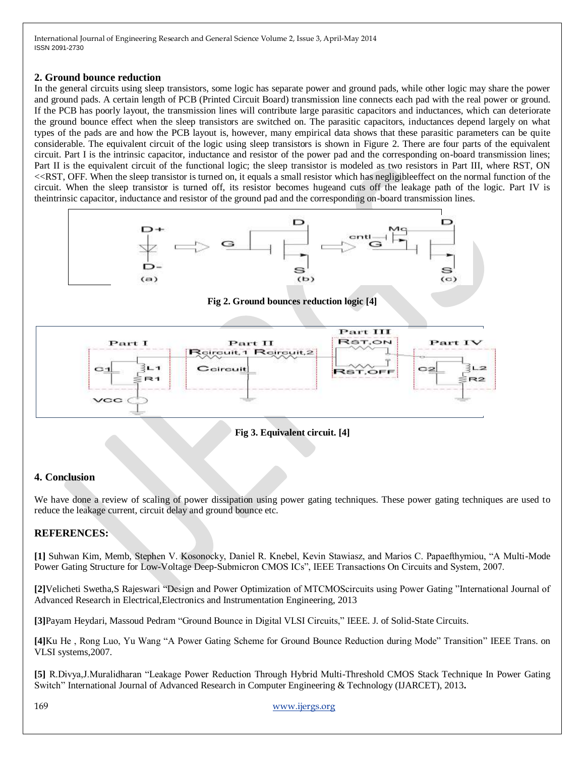## 2. Ground bounce reduction

In the general circuits using sleep transistors, some logic has separate power and ground pads, while other logic may share the power and ground pads. A certain length of PCB (Printed Circuit Board) transmission line connects each pad with the real power or ground. If the PCB has poorly layout, the transmission lines will contribute large parasitic capacitors and inductances, which can deteriorate the ground bounce effect when the sleep transistors are switched on. The parasitic capacitors, inductances depend largely on what types of the pads are and how the PCB layout is, however, many empirical data shows that these parasitic parameters can be quite considerable. The equivalent circuit of the logic using sleep transistors is shown in Figure 2. There are four parts of the equivalent circuit. Part I is the intrinsic capacitor, inductance and resistor of the power pad and the corresponding on-board transmission lines; Part II is the equivalent circuit of the functional logic; the sleep transistor is modeled as two resistors in Part III, where RST, ON <<RST, OFF. When the sleep transistor is turned on, it equals a small resistor which has negligibleeffect on the normal function of the circuit. When the sleep transistor is turned off, its resistor becomes hugeand cuts off the leakage path of the logic. Part IV is theintrinsic capacitor, inductance and resistor of the ground pad and the corresponding on-board transmission lines.

D+
D-
(a)
G
D
S
(b)
cntl
Mc
G
D
S
(c)

**Fig 2. Ground bounces reduction logic [4]**

Part I
C1
L1
R1
VCC
Part II
Rcircuit,1
Rcircuit,2
Ccircuit
Part III
RST,ON
RST,OFF
Part IV
C2
L2
R2

**Fig 3. Equivalent circuit. [4]**

## 4. Conclusion

We have done a review of scaling of power dissipation using power gating techniques. These power gating techniques are used to reduce the leakage current, circuit delay and ground bounce etc.

## REFERENCES:

**[1]** Suhwan Kim, Memb, Stephen V. Kosonocky, Daniel R. Knebel, Kevin Stawiasz, and Marios C. Papaefthymiou, "A Multi-Mode Power Gating Structure for Low-Voltage Deep-Submicron CMOS ICs", IEEE Transactions On Circuits and System, 2007.

**[2]**Velicheti Swetha,S Rajeswari "Design and Power Optimization of MTCMOScircuits using Power Gating "International Journal of Advanced Research in Electrical,Electronics and Instrumentation Engineering, 2013

**[3]**Payam Heydari, Massoud Pedram "Ground Bounce in Digital VLSI Circuits," IEEE. J. of Solid-State Circuits.

**[4]**Ku He , Rong Luo, Yu Wang "A Power Gating Scheme for Ground Bounce Reduction during Mode" Transition" IEEE Trans. on VLSI systems,2007.

**[5]** R.Divya,J.Muralidharan "Leakage Power Reduction Through Hybrid Multi-Threshold CMOS Stack Technique In Power Gating Switch" International Journal of Advanced Research in Computer Engineering & Technology (IJARCET), 2013.